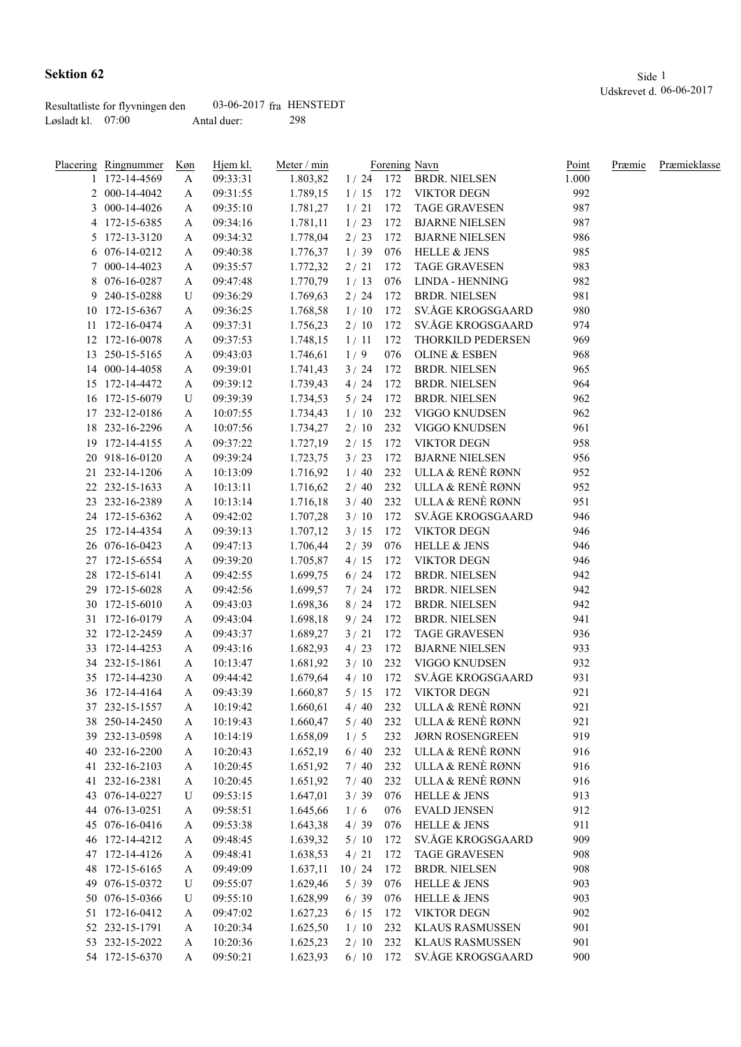# Sektion 62

Udskrevet d. 06-06-2017

Resultatliste for flyvningen den 03-06-2017 fra HENSTEDT
Løsladt kl. 07:00 Antal duer: 298

| Placering | Ringnummer | Køn | Hjem kl. | Meter / min | | Forening | Navn | Point | Præmie | Præmieklasse |
|---|---|---|---|---|---|---|---|---|---|---|
| 1 | 172-14-4569 | A | 09:33:31 | 1.803,82 | 1 / 24 | 172 | BRDR. NIELSEN | 1.000 | | |
| 2 | 000-14-4042 | A | 09:31:55 | 1.789,15 | 1 / 15 | 172 | VIKTOR DEGN | 992 | | |
| 3 | 000-14-4026 | A | 09:35:10 | 1.781,27 | 1 / 21 | 172 | TAGE GRAVESEN | 987 | | |
| 4 | 172-15-6385 | A | 09:34:16 | 1.781,11 | 1 / 23 | 172 | BJARNE NIELSEN | 987 | | |
| 5 | 172-13-3120 | A | 09:34:32 | 1.778,04 | 2 / 23 | 172 | BJARNE NIELSEN | 986 | | |
| 6 | 076-14-0212 | A | 09:40:38 | 1.776,37 | 1 / 39 | 076 | HELLE & JENS | 985 | | |
| 7 | 000-14-4023 | A | 09:35:57 | 1.772,32 | 2 / 21 | 172 | TAGE GRAVESEN | 983 | | |
| 8 | 076-16-0287 | A | 09:47:48 | 1.770,79 | 1 / 13 | 076 | LINDA - HENNING | 982 | | |
| 9 | 240-15-0288 | U | 09:36:29 | 1.769,63 | 2 / 24 | 172 | BRDR. NIELSEN | 981 | | |
| 10 | 172-15-6367 | A | 09:36:25 | 1.768,58 | 1 / 10 | 172 | SV.ÅGE KROGSGAARD | 980 | | |
| 11 | 172-16-0474 | A | 09:37:31 | 1.756,23 | 2 / 10 | 172 | SV.ÅGE KROGSGAARD | 974 | | |
| 12 | 172-16-0078 | A | 09:37:53 | 1.748,15 | 1 / 11 | 172 | THORKILD PEDERSEN | 969 | | |
| 13 | 250-15-5165 | A | 09:43:03 | 1.746,61 | 1 / 9 | 076 | OLINE & ESBEN | 968 | | |
| 14 | 000-14-4058 | A | 09:39:01 | 1.741,43 | 3 / 24 | 172 | BRDR. NIELSEN | 965 | | |
| 15 | 172-14-4472 | A | 09:39:12 | 1.739,43 | 4 / 24 | 172 | BRDR. NIELSEN | 964 | | |
| 16 | 172-15-6079 | U | 09:39:39 | 1.734,53 | 5 / 24 | 172 | BRDR. NIELSEN | 962 | | |
| 17 | 232-12-0186 | A | 10:07:55 | 1.734,43 | 1 / 10 | 232 | VIGGO KNUDSEN | 962 | | |
| 18 | 232-16-2296 | A | 10:07:56 | 1.734,27 | 2 / 10 | 232 | VIGGO KNUDSEN | 961 | | |
| 19 | 172-14-4155 | A | 09:37:22 | 1.727,19 | 2 / 15 | 172 | VIKTOR DEGN | 958 | | |
| 20 | 918-16-0120 | A | 09:39:24 | 1.723,75 | 3 / 23 | 172 | BJARNE NIELSEN | 956 | | |
| 21 | 232-14-1206 | A | 10:13:09 | 1.716,92 | 1 / 40 | 232 | ULLA & RENÈ RØNN | 952 | | |
| 22 | 232-15-1633 | A | 10:13:11 | 1.716,62 | 2 / 40 | 232 | ULLA & RENÈ RØNN | 952 | | |
| 23 | 232-16-2389 | A | 10:13:14 | 1.716,18 | 3 / 40 | 232 | ULLA & RENÈ RØNN | 951 | | |
| 24 | 172-15-6362 | A | 09:42:02 | 1.707,28 | 3 / 10 | 172 | SV.ÅGE KROGSGAARD | 946 | | |
| 25 | 172-14-4354 | A | 09:39:13 | 1.707,12 | 3 / 15 | 172 | VIKTOR DEGN | 946 | | |
| 26 | 076-16-0423 | A | 09:47:13 | 1.706,44 | 2 / 39 | 076 | HELLE & JENS | 946 | | |
| 27 | 172-15-6554 | A | 09:39:20 | 1.705,87 | 4 / 15 | 172 | VIKTOR DEGN | 946 | | |
| 28 | 172-15-6141 | A | 09:42:55 | 1.699,75 | 6 / 24 | 172 | BRDR. NIELSEN | 942 | | |
| 29 | 172-15-6028 | A | 09:42:56 | 1.699,57 | 7 / 24 | 172 | BRDR. NIELSEN | 942 | | |
| 30 | 172-15-6010 | A | 09:43:03 | 1.698,36 | 8 / 24 | 172 | BRDR. NIELSEN | 942 | | |
| 31 | 172-16-0179 | A | 09:43:04 | 1.698,18 | 9 / 24 | 172 | BRDR. NIELSEN | 941 | | |
| 32 | 172-12-2459 | A | 09:43:37 | 1.689,27 | 3 / 21 | 172 | TAGE GRAVESEN | 936 | | |
| 33 | 172-14-4253 | A | 09:43:16 | 1.682,93 | 4 / 23 | 172 | BJARNE NIELSEN | 933 | | |
| 34 | 232-15-1861 | A | 10:13:47 | 1.681,92 | 3 / 10 | 232 | VIGGO KNUDSEN | 932 | | |
| 35 | 172-14-4230 | A | 09:44:42 | 1.679,64 | 4 / 10 | 172 | SV.ÅGE KROGSGAARD | 931 | | |
| 36 | 172-14-4164 | A | 09:43:39 | 1.660,87 | 5 / 15 | 172 | VIKTOR DEGN | 921 | | |
| 37 | 232-15-1557 | A | 10:19:42 | 1.660,61 | 4 / 40 | 232 | ULLA & RENÈ RØNN | 921 | | |
| 38 | 250-14-2450 | A | 10:19:43 | 1.660,47 | 5 / 40 | 232 | ULLA & RENÈ RØNN | 921 | | |
| 39 | 232-13-0598 | A | 10:14:19 | 1.658,09 | 1 / 5 | 232 | JØRN ROSENGREEN | 919 | | |
| 40 | 232-16-2200 | A | 10:20:43 | 1.652,19 | 6 / 40 | 232 | ULLA & RENÈ RØNN | 916 | | |
| 41 | 232-16-2103 | A | 10:20:45 | 1.651,92 | 7 / 40 | 232 | ULLA & RENÈ RØNN | 916 | | |
| 41 | 232-16-2381 | A | 10:20:45 | 1.651,92 | 7 / 40 | 232 | ULLA & RENÈ RØNN | 916 | | |
| 43 | 076-14-0227 | U | 09:53:15 | 1.647,01 | 3 / 39 | 076 | HELLE & JENS | 913 | | |
| 44 | 076-13-0251 | A | 09:58:51 | 1.645,66 | 1 / 6 | 076 | EVALD JENSEN | 912 | | |
| 45 | 076-16-0416 | A | 09:53:38 | 1.643,38 | 4 / 39 | 076 | HELLE & JENS | 911 | | |
| 46 | 172-14-4212 | A | 09:48:45 | 1.639,32 | 5 / 10 | 172 | SV.ÅGE KROGSGAARD | 909 | | |
| 47 | 172-14-4126 | A | 09:48:41 | 1.638,53 | 4 / 21 | 172 | TAGE GRAVESEN | 908 | | |
| 48 | 172-15-6165 | A | 09:49:09 | 1.637,11 | 10 / 24 | 172 | BRDR. NIELSEN | 908 | | |
| 49 | 076-15-0372 | U | 09:55:07 | 1.629,46 | 5 / 39 | 076 | HELLE & JENS | 903 | | |
| 50 | 076-15-0366 | U | 09:55:10 | 1.628,99 | 6 / 39 | 076 | HELLE & JENS | 903 | | |
| 51 | 172-16-0412 | A | 09:47:02 | 1.627,23 | 6 / 15 | 172 | VIKTOR DEGN | 902 | | |
| 52 | 232-15-1791 | A | 10:20:34 | 1.625,50 | 1 / 10 | 232 | KLAUS RASMUSSEN | 901 | | |
| 53 | 232-15-2022 | A | 10:20:36 | 1.625,23 | 2 / 10 | 232 | KLAUS RASMUSSEN | 901 | | |
| 54 | 172-15-6370 | A | 09:50:21 | 1.623,93 | 6 / 10 | 172 | SV.ÅGE KROGSGAARD | 900 | | |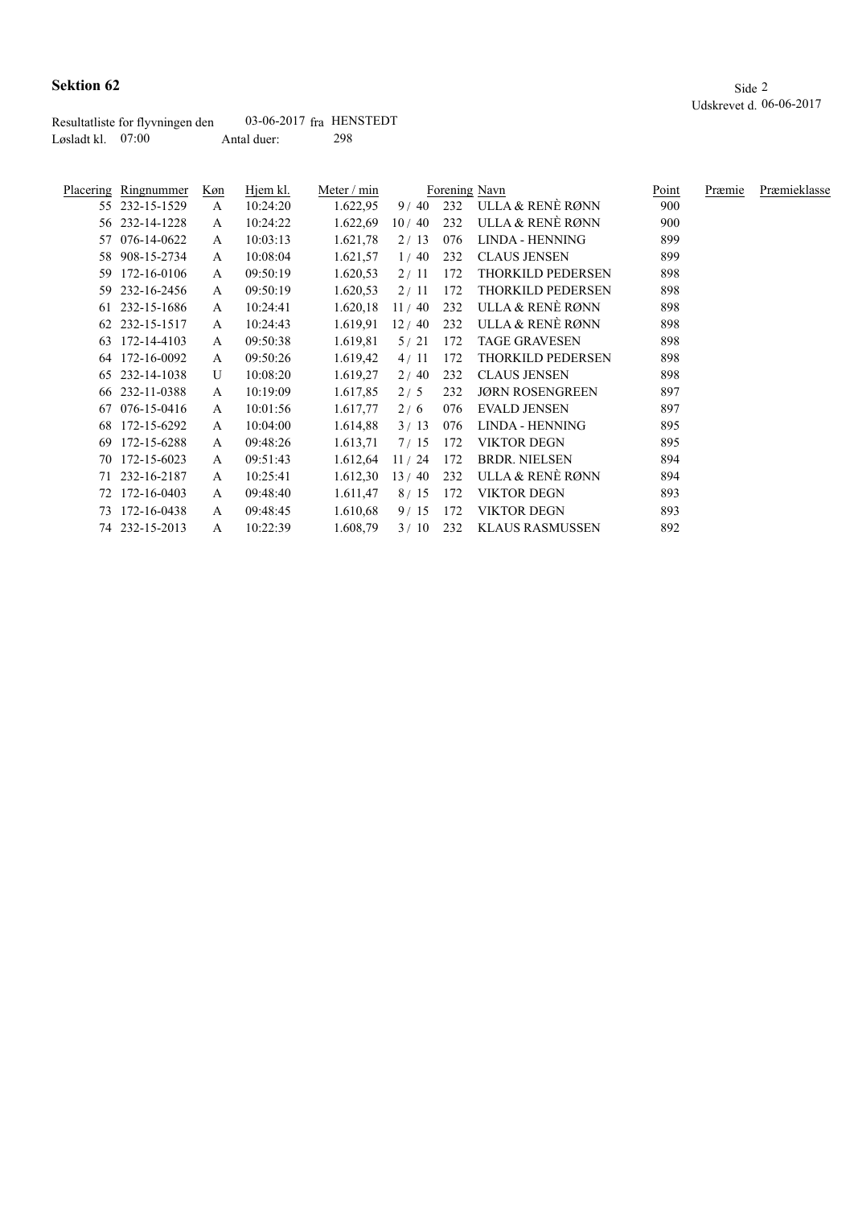# Sektion 62

Udskrevet d. 06-06-2017

Resultatliste for flyvningen den 03-06-2017 fra HENSTEDT
Løsladt kl. 07:00 Antal duer: 298

| Placering | Ringnummer | Køn | Hjem kl. | Meter / min | | Forening | Navn | Point | Præmie | Præmieklasse |
|---|---|---|---|---|---|---|---|---|---|---|
| 55 | 232-15-1529 | A | 10:24:20 | 1.622,95 | 9 / 40 | 232 | ULLA & RENÈ RØNN | 900 | | |
| 56 | 232-14-1228 | A | 10:24:22 | 1.622,69 | 10 / 40 | 232 | ULLA & RENÈ RØNN | 900 | | |
| 57 | 076-14-0622 | A | 10:03:13 | 1.621,78 | 2 / 13 | 076 | LINDA - HENNING | 899 | | |
| 58 | 908-15-2734 | A | 10:08:04 | 1.621,57 | 1 / 40 | 232 | CLAUS JENSEN | 899 | | |
| 59 | 172-16-0106 | A | 09:50:19 | 1.620,53 | 2 / 11 | 172 | THORKILD PEDERSEN | 898 | | |
| 59 | 232-16-2456 | A | 09:50:19 | 1.620,53 | 2 / 11 | 172 | THORKILD PEDERSEN | 898 | | |
| 61 | 232-15-1686 | A | 10:24:41 | 1.620,18 | 11 / 40 | 232 | ULLA & RENÈ RØNN | 898 | | |
| 62 | 232-15-1517 | A | 10:24:43 | 1.619,91 | 12 / 40 | 232 | ULLA & RENÈ RØNN | 898 | | |
| 63 | 172-14-4103 | A | 09:50:38 | 1.619,81 | 5 / 21 | 172 | TAGE GRAVESEN | 898 | | |
| 64 | 172-16-0092 | A | 09:50:26 | 1.619,42 | 4 / 11 | 172 | THORKILD PEDERSEN | 898 | | |
| 65 | 232-14-1038 | U | 10:08:20 | 1.619,27 | 2 / 40 | 232 | CLAUS JENSEN | 898 | | |
| 66 | 232-11-0388 | A | 10:19:09 | 1.617,85 | 2 / 5 | 232 | JØRN ROSENGREEN | 897 | | |
| 67 | 076-15-0416 | A | 10:01:56 | 1.617,77 | 2 / 6 | 076 | EVALD JENSEN | 897 | | |
| 68 | 172-15-6292 | A | 10:04:00 | 1.614,88 | 3 / 13 | 076 | LINDA - HENNING | 895 | | |
| 69 | 172-15-6288 | A | 09:48:26 | 1.613,71 | 7 / 15 | 172 | VIKTOR DEGN | 895 | | |
| 70 | 172-15-6023 | A | 09:51:43 | 1.612,64 | 11 / 24 | 172 | BRDR. NIELSEN | 894 | | |
| 71 | 232-16-2187 | A | 10:25:41 | 1.612,30 | 13 / 40 | 232 | ULLA & RENÈ RØNN | 894 | | |
| 72 | 172-16-0403 | A | 09:48:40 | 1.611,47 | 8 / 15 | 172 | VIKTOR DEGN | 893 | | |
| 73 | 172-16-0438 | A | 09:48:45 | 1.610,68 | 9 / 15 | 172 | VIKTOR DEGN | 893 | | |
| 74 | 232-15-2013 | A | 10:22:39 | 1.608,79 | 3 / 10 | 232 | KLAUS RASMUSSEN | 892 | | |